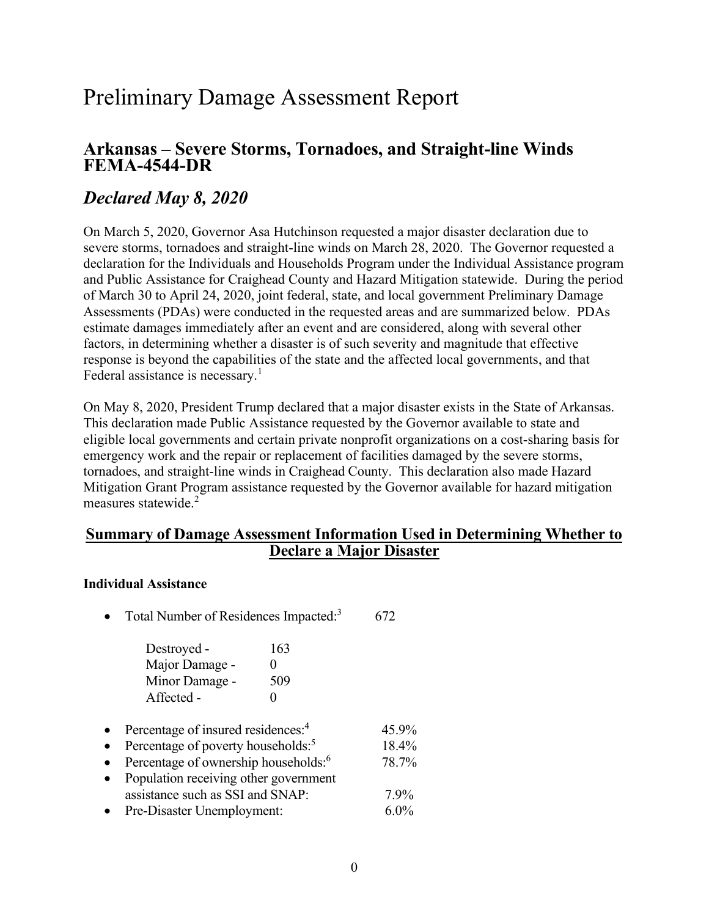# Preliminary Damage Assessment Report

## Arkansas – Severe Storms, Tornadoes, and Straight-line Winds FEMA-4544-DR

## *Declared May 8, 2020*

On March 5, 2020, Governor Asa Hutchinson requested a major disaster declaration due to severe storms, tornadoes and straight-line winds on March 28, 2020. The Governor requested a declaration for the Individuals and Households Program under the Individual Assistance program and Public Assistance for Craighead County and Hazard Mitigation statewide. During the period of March 30 to April 24, 2020, joint federal, state, and local government Preliminary Damage Assessments (PDAs) were conducted in the requested areas and are summarized below. PDAs estimate damages immediately after an event and are considered, along with several other factors, in determining whether a disaster is of such severity and magnitude that effective response is beyond the capabilities of the state and the affected local governments, and that Federal assistance is necessary.[1]

On May 8, 2020, President Trump declared that a major disaster exists in the State of Arkansas. This declaration made Public Assistance requested by the Governor available to state and eligible local governments and certain private nonprofit organizations on a cost-sharing basis for emergency work and the repair or replacement of facilities damaged by the severe storms, tornadoes, and straight-line winds in Craighead County. This declaration also made Hazard Mitigation Grant Program assistance requested by the Governor available for hazard mitigation measures statewide.[2]

### <u>Summary of Damage Assessment Information Used in Determining Whether to Declare a Major Disaster</u>

**Individual Assistance**

- Total Number of Residences Impacted:[3] 672

  | | |
  |---|---|
  | Destroyed - | 163 |
  | Major Damage - | 0 |
  | Minor Damage - | 509 |
  | Affected - | 0 |

- Percentage of insured residences:[4] 45.9%
- Percentage of poverty households:[5] 18.4%
- Percentage of ownership households:[6] 78.7%
- Population receiving other government assistance such as SSI and SNAP: 7.9%
- Pre-Disaster Unemployment: 6.0%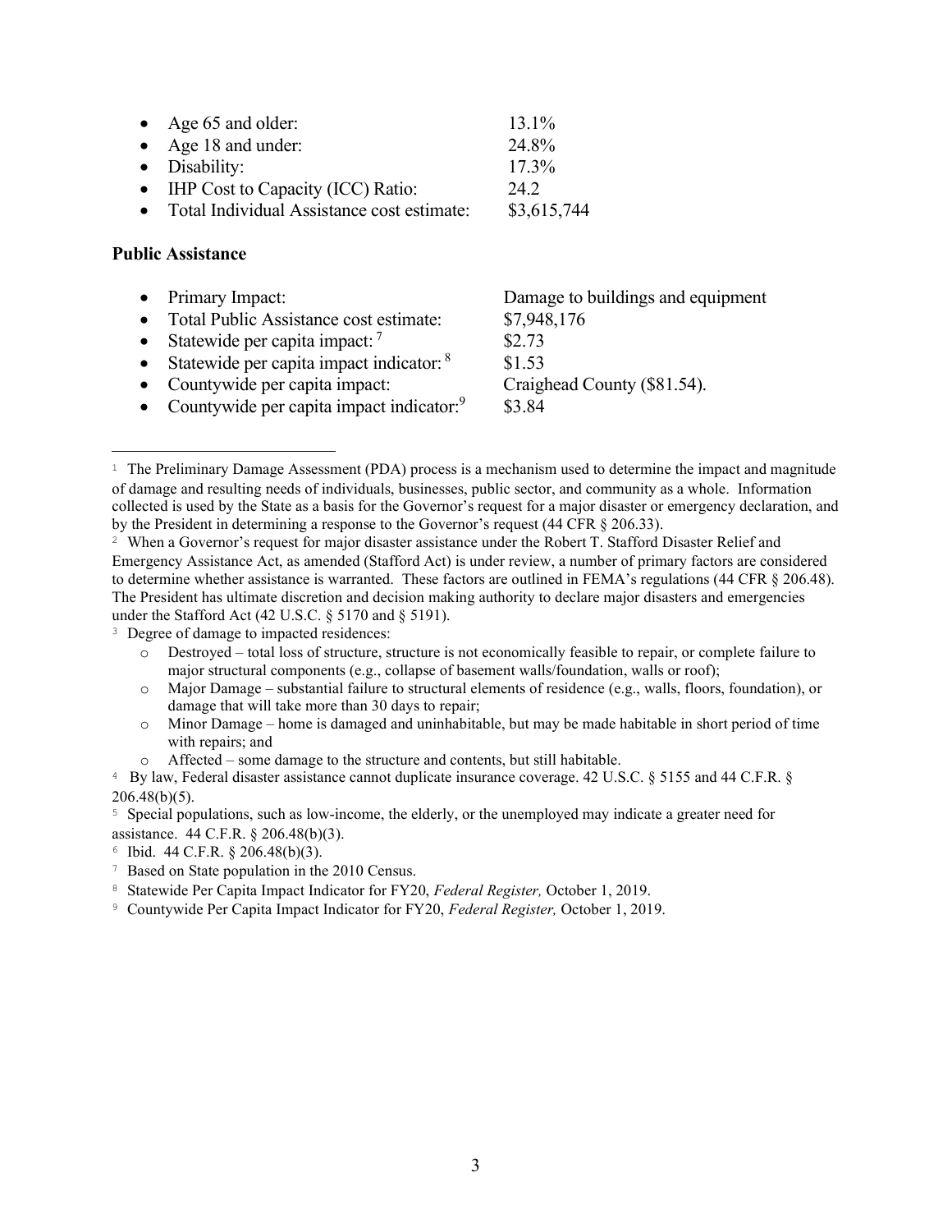- Age 65 and older: 13.1%
- Age 18 and under: 24.8%
- Disability: 17.3%
- IHP Cost to Capacity (ICC) Ratio: 24.2
- Total Individual Assistance cost estimate: $3,615,744

**Public Assistance**

- Primary Impact: Damage to buildings and equipment
- Total Public Assistance cost estimate: $7,948,176
- Statewide per capita impact:[7] $2.73
- Statewide per capita impact indicator:[8] $1.53
- Countywide per capita impact: Craighead County ($81.54).
- Countywide per capita impact indicator:[9] $3.84

---

[1] The Preliminary Damage Assessment (PDA) process is a mechanism used to determine the impact and magnitude of damage and resulting needs of individuals, businesses, public sector, and community as a whole. Information collected is used by the State as a basis for the Governor's request for a major disaster or emergency declaration, and by the President in determining a response to the Governor's request (44 CFR § 206.33).

[2] When a Governor's request for major disaster assistance under the Robert T. Stafford Disaster Relief and Emergency Assistance Act, as amended (Stafford Act) is under review, a number of primary factors are considered to determine whether assistance is warranted. These factors are outlined in FEMA's regulations (44 CFR § 206.48). The President has ultimate discretion and decision making authority to declare major disasters and emergencies under the Stafford Act (42 U.S.C. § 5170 and § 5191).

[3] Degree of damage to impacted residences:

- Destroyed – total loss of structure, structure is not economically feasible to repair, or complete failure to major structural components (e.g., collapse of basement walls/foundation, walls or roof);
- Major Damage – substantial failure to structural elements of residence (e.g., walls, floors, foundation), or damage that will take more than 30 days to repair;
- Minor Damage – home is damaged and uninhabitable, but may be made habitable in short period of time with repairs; and
- Affected – some damage to the structure and contents, but still habitable.

[4] By law, Federal disaster assistance cannot duplicate insurance coverage. 42 U.S.C. § 5155 and 44 C.F.R. § 206.48(b)(5).

[5] Special populations, such as low-income, the elderly, or the unemployed may indicate a greater need for assistance. 44 C.F.R. § 206.48(b)(3).

[6] Ibid. 44 C.F.R. § 206.48(b)(3).

[7] Based on State population in the 2010 Census.

[8] Statewide Per Capita Impact Indicator for FY20, *Federal Register,* October 1, 2019.

[9] Countywide Per Capita Impact Indicator for FY20, *Federal Register,* October 1, 2019.